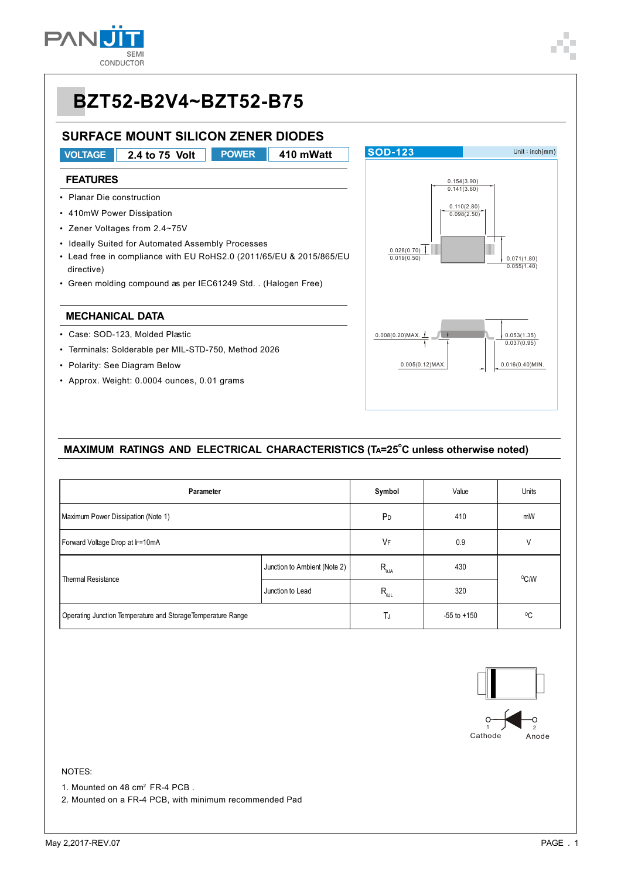# BZT52-B2V4~BZT52-B75

## SURFACE MOUNT SILICON ZENER DIODES

| VOLTAGE | 2.4 to 75 Volt | POWER | 410 mWatt |
|---|---|---|---|

### FEATURES

- Planar Die construction
- 410mW Power Dissipation
- Zener Voltages from 2.4~75V
- Ideally Suited for Automated Assembly Processes
- Lead free in compliance with EU RoHS2.0 (2011/65/EU & 2015/865/EU directive)
- Green molding compound as per IEC61249 Std. . (Halogen Free)

### MECHANICAL DATA

- Case: SOD-123, Molded Plastic
- Terminals: Solderable per MIL-STD-750, Method 2026
- Polarity: See Diagram Below
- Approx. Weight: 0.0004 ounces, 0.01 grams

SOD-123 Unit : inch(mm)

0.154(3.90) 0.141(3.60)
0.110(2.80) 0.098(2.50)
0.028(0.70) 0.019(0.50)
0.071(1.80) 0.055(1.40)
0.008(0.20)MAX.
0.053(1.35) 0.037(0.95)
0.005(0.12)MAX.
0.016(0.40)MIN.

## MAXIMUM RATINGS AND ELECTRICAL CHARACTERISTICS ($T_A$=25°C unless otherwise noted)

| Parameter | | Symbol | Value | Units |
|---|---|---|---|---|
| Maximum Power Dissipation (Note 1) | | $P_D$ | 410 | mW |
| Forward Voltage Drop at $I_F$=10mA | | $V_F$ | 0.9 | V |
| Thermal Resistance | Junction to Ambient (Note 2) | $R_{\theta JA}$ | 430 | °C/W |
| | Junction to Lead | $R_{\theta JL}$ | 320 | |
| Operating Junction Temperature and Storage Temperature Range | | $T_J$ | -55 to +150 | °C |

1 Cathode　2 Anode

NOTES:

1. Mounted on 48 cm² FR-4 PCB .
2. Mounted on a FR-4 PCB, with minimum recommended Pad

May 2,2017-REV.07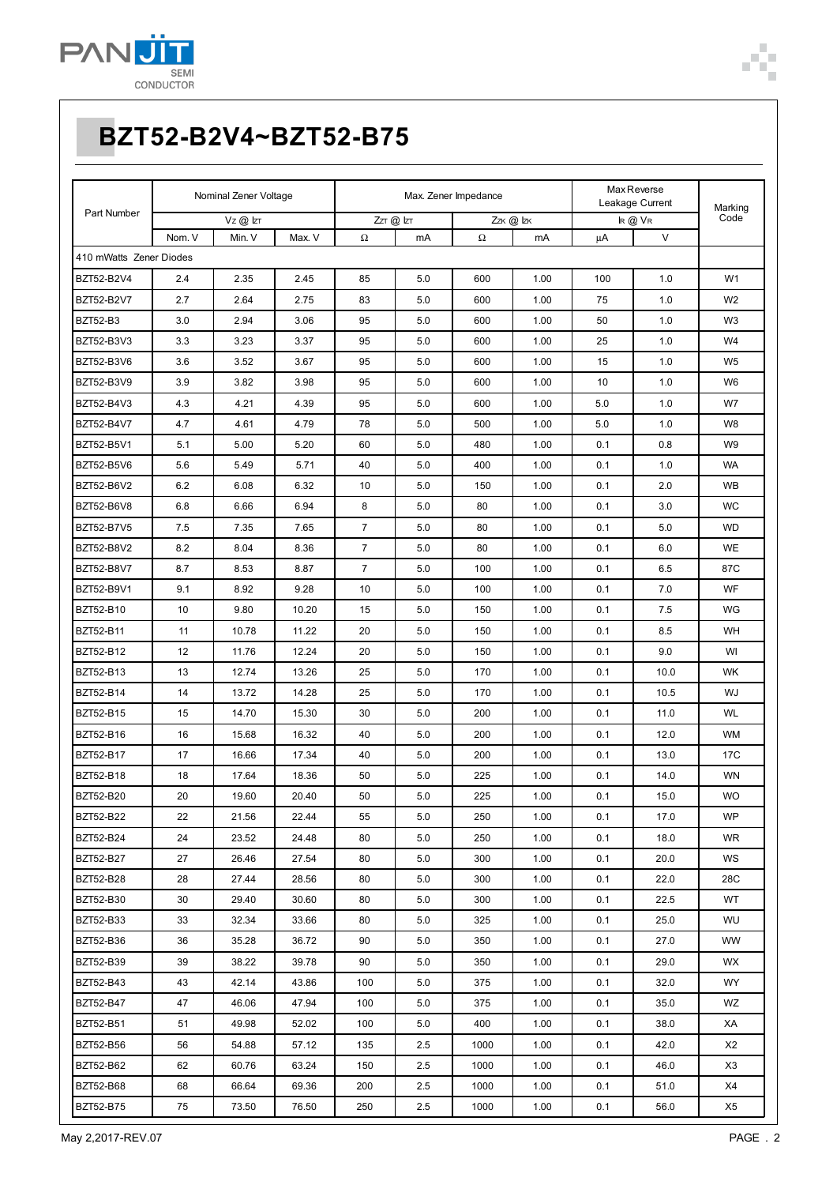# BZT52-B2V4~BZT52-B75

| Part Number | Nominal Zener Voltage | | | Max. Zener Impedance | | | | Max Reverse Leakage Current | | Marking Code |
|---|---|---|---|---|---|---|---|---|---|---|
| | $V_Z$ @ $I_{ZT}$ | | | $Z_{ZT}$ @ $I_{ZT}$ | | $Z_{ZK}$ @ $I_{ZK}$ | | $I_R$ @ $V_R$ | | |
| | Nom. V | Min. V | Max. V | Ω | mA | Ω | mA | µA | V | |
| 410 mWatts Zener Diodes | | | | | | | | | | |
| BZT52-B2V4 | 2.4 | 2.35 | 2.45 | 85 | 5.0 | 600 | 1.00 | 100 | 1.0 | W1 |
| BZT52-B2V7 | 2.7 | 2.64 | 2.75 | 83 | 5.0 | 600 | 1.00 | 75 | 1.0 | W2 |
| BZT52-B3 | 3.0 | 2.94 | 3.06 | 95 | 5.0 | 600 | 1.00 | 50 | 1.0 | W3 |
| BZT52-B3V3 | 3.3 | 3.23 | 3.37 | 95 | 5.0 | 600 | 1.00 | 25 | 1.0 | W4 |
| BZT52-B3V6 | 3.6 | 3.52 | 3.67 | 95 | 5.0 | 600 | 1.00 | 15 | 1.0 | W5 |
| BZT52-B3V9 | 3.9 | 3.82 | 3.98 | 95 | 5.0 | 600 | 1.00 | 10 | 1.0 | W6 |
| BZT52-B4V3 | 4.3 | 4.21 | 4.39 | 95 | 5.0 | 600 | 1.00 | 5.0 | 1.0 | W7 |
| BZT52-B4V7 | 4.7 | 4.61 | 4.79 | 78 | 5.0 | 500 | 1.00 | 5.0 | 1.0 | W8 |
| BZT52-B5V1 | 5.1 | 5.00 | 5.20 | 60 | 5.0 | 480 | 1.00 | 0.1 | 0.8 | W9 |
| BZT52-B5V6 | 5.6 | 5.49 | 5.71 | 40 | 5.0 | 400 | 1.00 | 0.1 | 1.0 | WA |
| BZT52-B6V2 | 6.2 | 6.08 | 6.32 | 10 | 5.0 | 150 | 1.00 | 0.1 | 2.0 | WB |
| BZT52-B6V8 | 6.8 | 6.66 | 6.94 | 8 | 5.0 | 80 | 1.00 | 0.1 | 3.0 | WC |
| BZT52-B7V5 | 7.5 | 7.35 | 7.65 | 7 | 5.0 | 80 | 1.00 | 0.1 | 5.0 | WD |
| BZT52-B8V2 | 8.2 | 8.04 | 8.36 | 7 | 5.0 | 80 | 1.00 | 0.1 | 6.0 | WE |
| BZT52-B8V7 | 8.7 | 8.53 | 8.87 | 7 | 5.0 | 100 | 1.00 | 0.1 | 6.5 | 87C |
| BZT52-B9V1 | 9.1 | 8.92 | 9.28 | 10 | 5.0 | 100 | 1.00 | 0.1 | 7.0 | WF |
| BZT52-B10 | 10 | 9.80 | 10.20 | 15 | 5.0 | 150 | 1.00 | 0.1 | 7.5 | WG |
| BZT52-B11 | 11 | 10.78 | 11.22 | 20 | 5.0 | 150 | 1.00 | 0.1 | 8.5 | WH |
| BZT52-B12 | 12 | 11.76 | 12.24 | 20 | 5.0 | 150 | 1.00 | 0.1 | 9.0 | WI |
| BZT52-B13 | 13 | 12.74 | 13.26 | 25 | 5.0 | 170 | 1.00 | 0.1 | 10.0 | WK |
| BZT52-B14 | 14 | 13.72 | 14.28 | 25 | 5.0 | 170 | 1.00 | 0.1 | 10.5 | WJ |
| BZT52-B15 | 15 | 14.70 | 15.30 | 30 | 5.0 | 200 | 1.00 | 0.1 | 11.0 | WL |
| BZT52-B16 | 16 | 15.68 | 16.32 | 40 | 5.0 | 200 | 1.00 | 0.1 | 12.0 | WM |
| BZT52-B17 | 17 | 16.66 | 17.34 | 40 | 5.0 | 200 | 1.00 | 0.1 | 13.0 | 17C |
| BZT52-B18 | 18 | 17.64 | 18.36 | 50 | 5.0 | 225 | 1.00 | 0.1 | 14.0 | WN |
| BZT52-B20 | 20 | 19.60 | 20.40 | 50 | 5.0 | 225 | 1.00 | 0.1 | 15.0 | WO |
| BZT52-B22 | 22 | 21.56 | 22.44 | 55 | 5.0 | 250 | 1.00 | 0.1 | 17.0 | WP |
| BZT52-B24 | 24 | 23.52 | 24.48 | 80 | 5.0 | 250 | 1.00 | 0.1 | 18.0 | WR |
| BZT52-B27 | 27 | 26.46 | 27.54 | 80 | 5.0 | 300 | 1.00 | 0.1 | 20.0 | WS |
| BZT52-B28 | 28 | 27.44 | 28.56 | 80 | 5.0 | 300 | 1.00 | 0.1 | 22.0 | 28C |
| BZT52-B30 | 30 | 29.40 | 30.60 | 80 | 5.0 | 300 | 1.00 | 0.1 | 22.5 | WT |
| BZT52-B33 | 33 | 32.34 | 33.66 | 80 | 5.0 | 325 | 1.00 | 0.1 | 25.0 | WU |
| BZT52-B36 | 36 | 35.28 | 36.72 | 90 | 5.0 | 350 | 1.00 | 0.1 | 27.0 | WW |
| BZT52-B39 | 39 | 38.22 | 39.78 | 90 | 5.0 | 350 | 1.00 | 0.1 | 29.0 | WX |
| BZT52-B43 | 43 | 42.14 | 43.86 | 100 | 5.0 | 375 | 1.00 | 0.1 | 32.0 | WY |
| BZT52-B47 | 47 | 46.06 | 47.94 | 100 | 5.0 | 375 | 1.00 | 0.1 | 35.0 | WZ |
| BZT52-B51 | 51 | 49.98 | 52.02 | 100 | 5.0 | 400 | 1.00 | 0.1 | 38.0 | XA |
| BZT52-B56 | 56 | 54.88 | 57.12 | 135 | 2.5 | 1000 | 1.00 | 0.1 | 42.0 | X2 |
| BZT52-B62 | 62 | 60.76 | 63.24 | 150 | 2.5 | 1000 | 1.00 | 0.1 | 46.0 | X3 |
| BZT52-B68 | 68 | 66.64 | 69.36 | 200 | 2.5 | 1000 | 1.00 | 0.1 | 51.0 | X4 |
| BZT52-B75 | 75 | 73.50 | 76.50 | 250 | 2.5 | 1000 | 1.00 | 0.1 | 56.0 | X5 |

May 2,2017-REV.07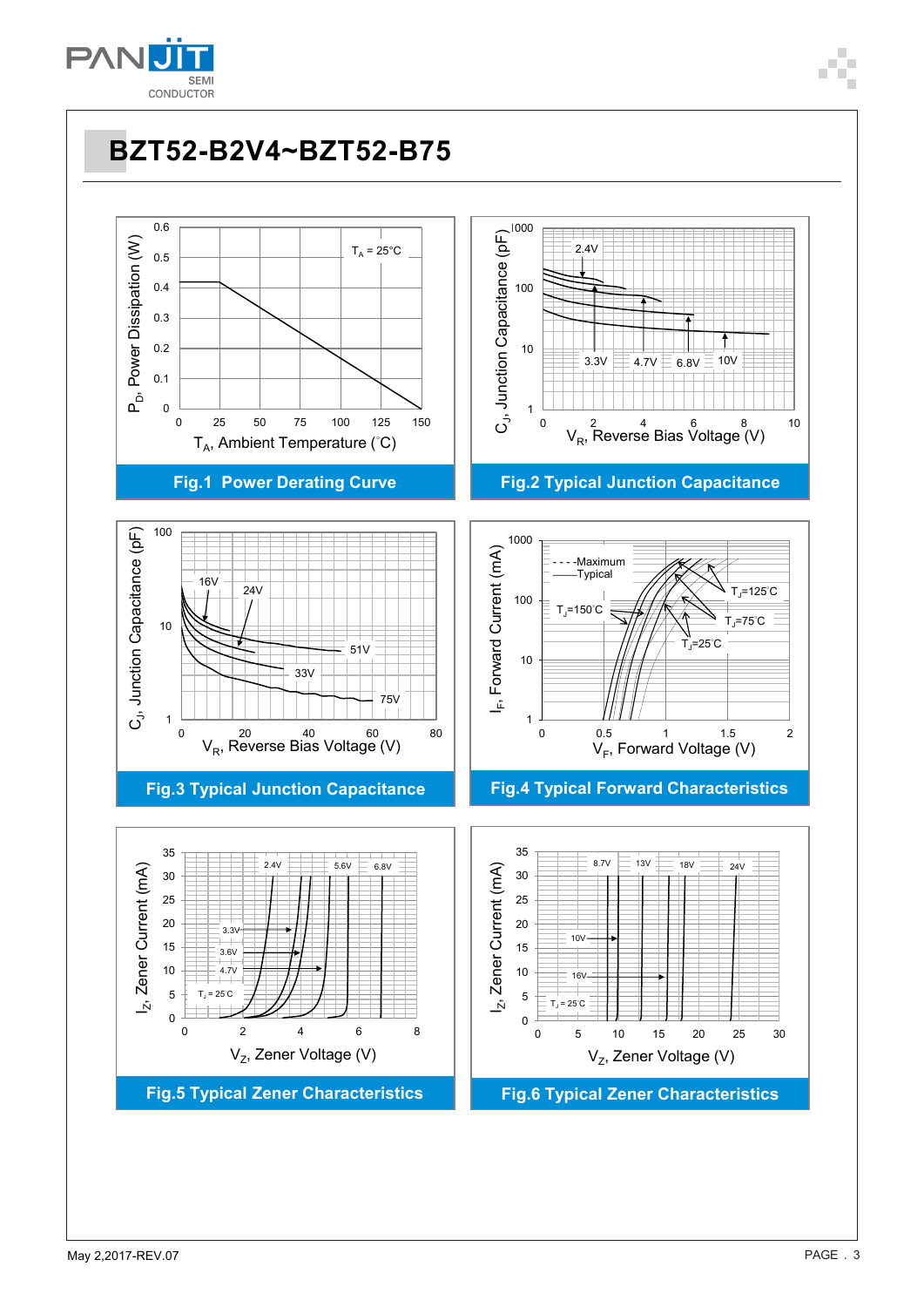# BZT52-B2V4~BZT52-B75

$P_D$, Power Dissipation (W)

$T_A = 25°C$

$T_A$, Ambient Temperature (°C)

**Fig.1 Power Derating Curve**

$C_J$, Junction Capacitance (pF)

2.4V, 3.3V, 4.7V, 6.8V, 10V

$V_R$, Reverse Bias Voltage (V)

**Fig.2 Typical Junction Capacitance**

$C_J$, Junction Capacitance (pF)

16V, 24V, 51V, 33V, 75V

$V_R$, Reverse Bias Voltage (V)

**Fig.3 Typical Junction Capacitance**

$I_F$, Forward Current (mA)

- - - -Maximum
——Typical

$T_J$=150°C, $T_J$=125°C, $T_J$=75°C, $T_J$=25°C

$V_F$, Forward Voltage (V)

**Fig.4 Typical Forward Characteristics**

$I_Z$, Zener Current (mA)

2.4V, 5.6V, 6.8V, 3.3V, 3.6V, 4.7V

$T_J$ = 25°C

$V_Z$, Zener Voltage (V)

**Fig.5 Typical Zener Characteristics**

$I_Z$, Zener Current (mA)

8.7V, 13V, 18V, 24V, 10V, 16V

$T_J$ = 25°C

$V_Z$, Zener Voltage (V)

**Fig.6 Typical Zener Characteristics**

May 2,2017-REV.07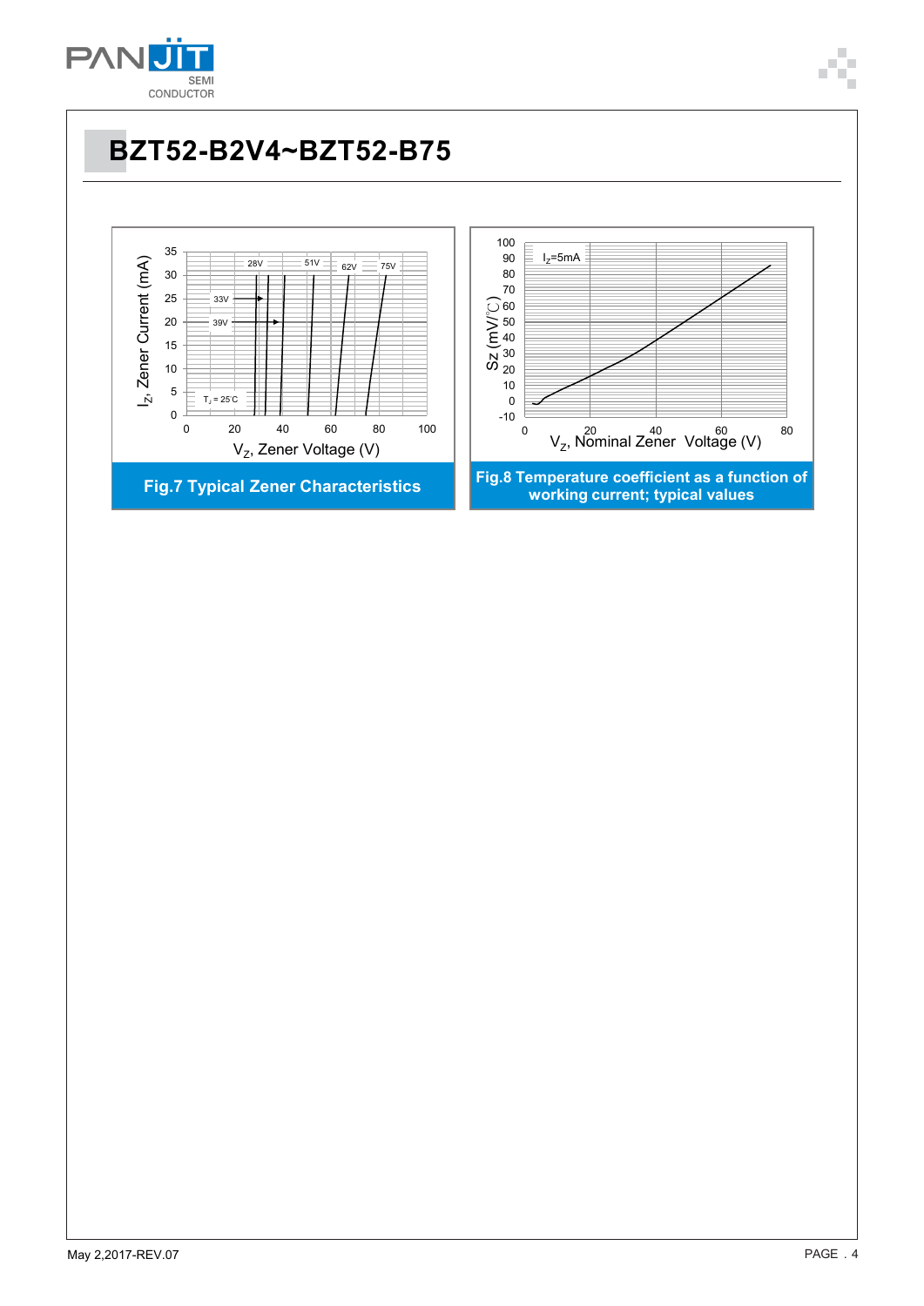# BZT52-B2V4~BZT52-B75

Fig.7 Typical Zener Characteristics

Fig.8 Temperature coefficient as a function of working current; typical values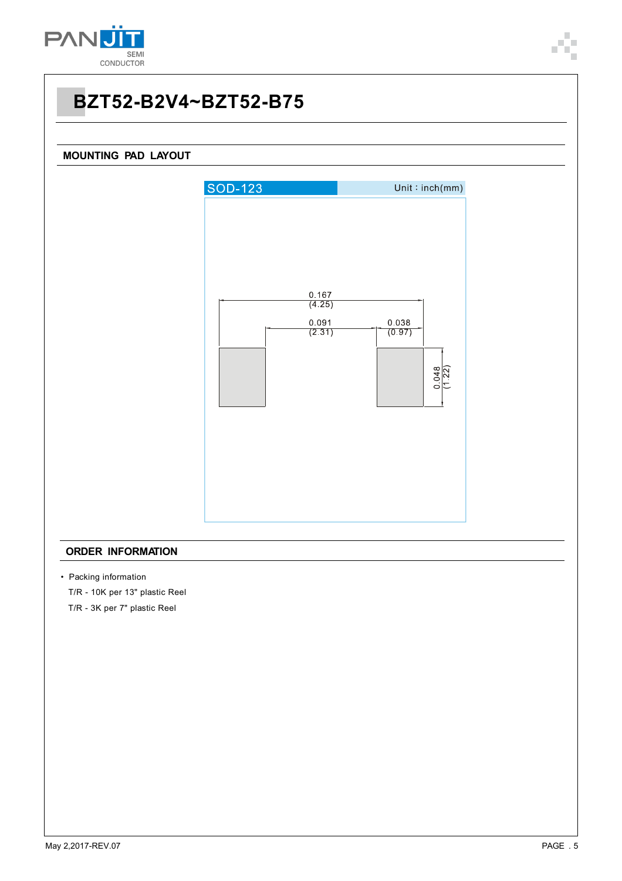# BZT52-B2V4~BZT52-B75

## MOUNTING PAD LAYOUT

SOD-123 Unit：inch(mm)

0.167 (4.25)

0.091 (2.31)

0.038 (0.97)

0.048 (1.22)

## ORDER INFORMATION

- Packing information

  T/R - 10K per 13" plastic Reel

  T/R - 3K per 7" plastic Reel

May 2,2017-REV.07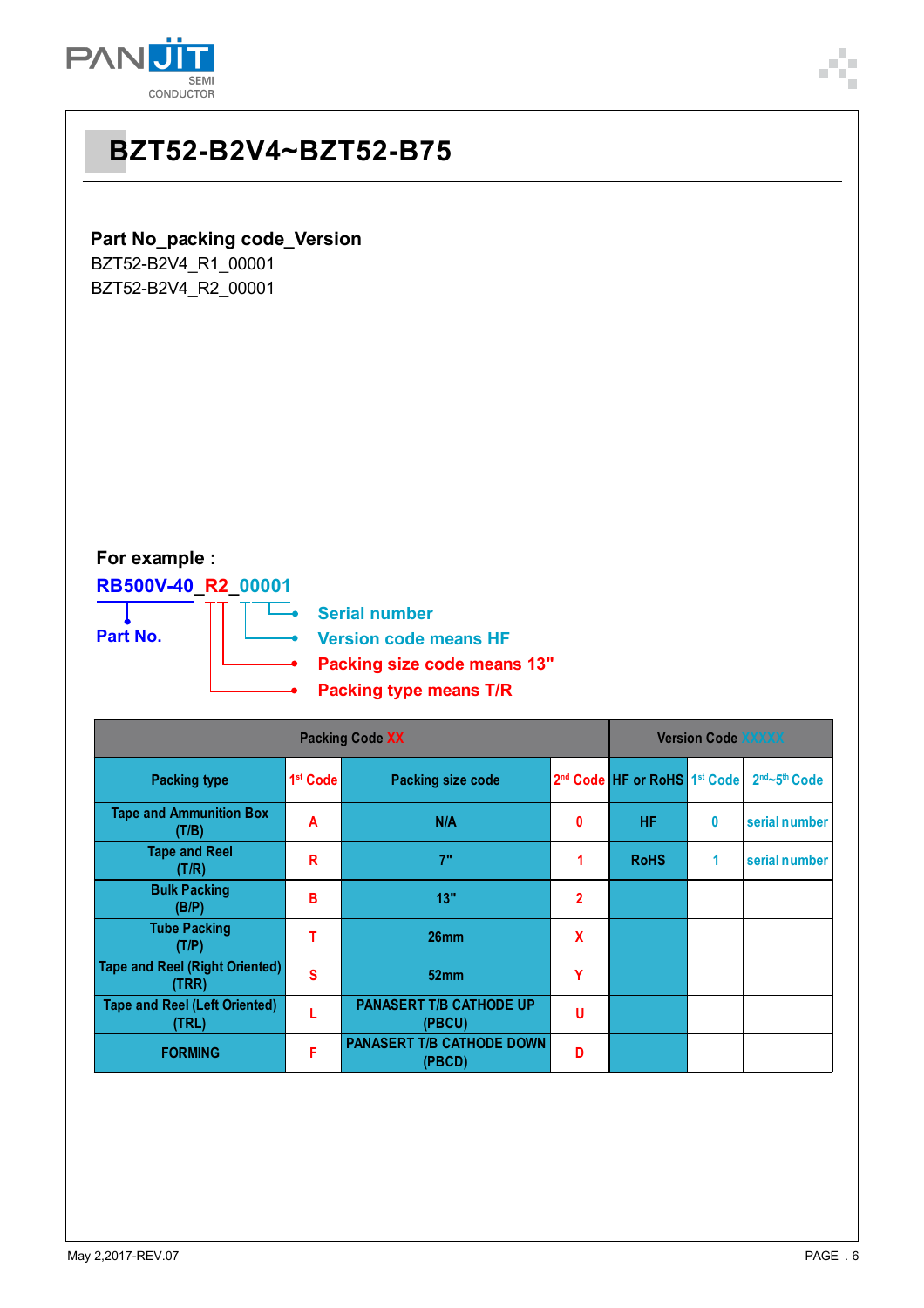# BZT52-B2V4~BZT52-B75

**Part No_packing code_Version**

BZT52-B2V4_R1_00001

BZT52-B2V4_R2_00001

**For example :**

**RB500V-40_R2_00001**

- **Part No.** — RB500V-40
- **Serial number**
- **Version code means HF**
- **Packing size code means 13"**
- **Packing type means T/R**

| Packing Code XX | | | | Version Code XXXXX | | |
|---|---|---|---|---|---|---|
| Packing type | 1st Code | Packing size code | 2nd Code | HF or RoHS | 1st Code | 2nd~5th Code |
| Tape and Ammunition Box (T/B) | A | N/A | 0 | HF | 0 | serial number |
| Tape and Reel (T/R) | R | 7" | 1 | RoHS | 1 | serial number |
| Bulk Packing (B/P) | B | 13" | 2 | | | |
| Tube Packing (T/P) | T | 26mm | X | | | |
| Tape and Reel (Right Oriented) (TRR) | S | 52mm | Y | | | |
| Tape and Reel (Left Oriented) (TRL) | L | PANASERT T/B CATHODE UP (PBCU) | U | | | |
| FORMING | F | PANASERT T/B CATHODE DOWN (PBCD) | D | | | |

May 2,2017-REV.07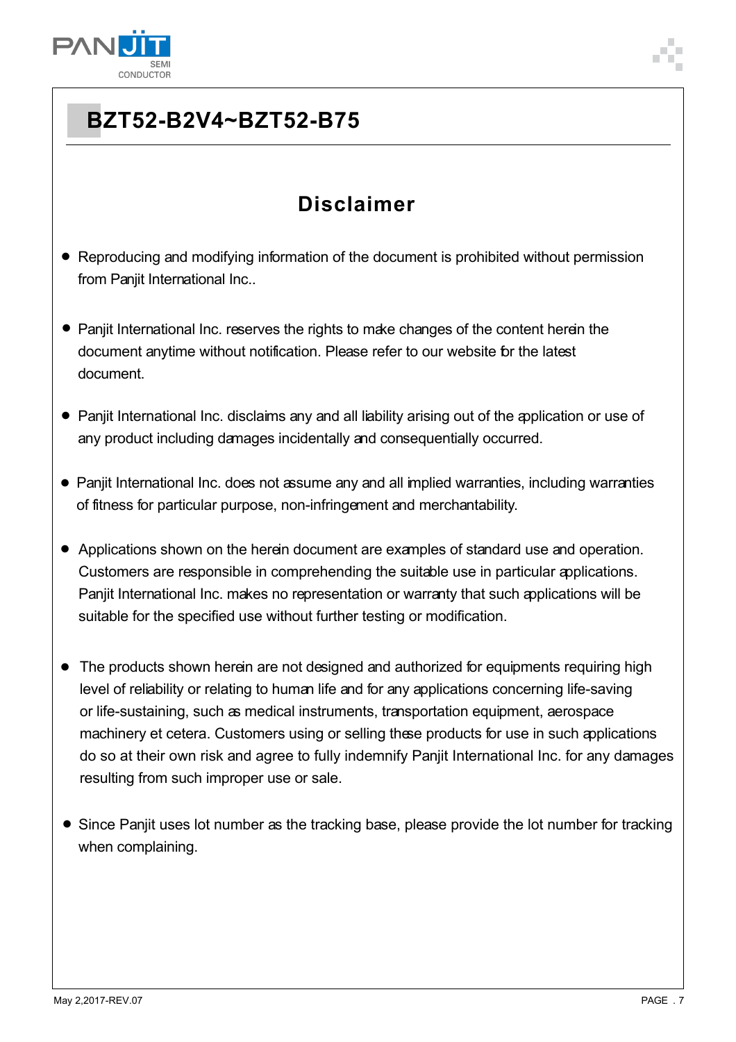# BZT52-B2V4~BZT52-B75

## Disclaimer

- Reproducing and modifying information of the document is prohibited without permission from Panjit International Inc..
- Panjit International Inc. reserves the rights to make changes of the content herein the document anytime without notification. Please refer to our website for the latest document.
- Panjit International Inc. disclaims any and all liability arising out of the application or use of any product including damages incidentally and consequentially occurred.
- Panjit International Inc. does not assume any and all implied warranties, including warranties of fitness for particular purpose, non-infringement and merchantability.
- Applications shown on the herein document are examples of standard use and operation. Customers are responsible in comprehending the suitable use in particular applications. Panjit International Inc. makes no representation or warranty that such applications will be suitable for the specified use without further testing or modification.
- The products shown herein are not designed and authorized for equipments requiring high level of reliability or relating to human life and for any applications concerning life-saving or life-sustaining, such as medical instruments, transportation equipment, aerospace machinery et cetera. Customers using or selling these products for use in such applications do so at their own risk and agree to fully indemnify Panjit International Inc. for any damages resulting from such improper use or sale.
- Since Panjit uses lot number as the tracking base, please provide the lot number for tracking when complaining.

May 2,2017-REV.07